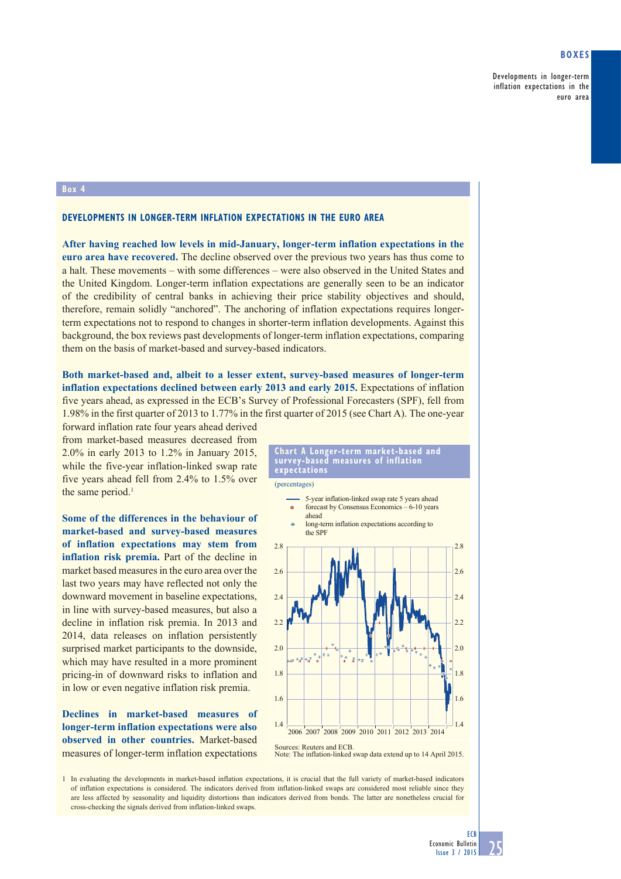## Box 4

### DEVELOPMENTS IN LONGER-TERM INFLATION EXPECTATIONS IN THE EURO AREA

**After having reached low levels in mid-January, longer-term inflation expectations in the euro area have recovered.** The decline observed over the previous two years has thus come to a halt. These movements – with some differences – were also observed in the United States and the United Kingdom. Longer-term inflation expectations are generally seen to be an indicator of the credibility of central banks in achieving their price stability objectives and should, therefore, remain solidly "anchored". The anchoring of inflation expectations requires longer-term expectations not to respond to changes in shorter-term inflation developments. Against this background, the box reviews past developments of longer-term inflation expectations, comparing them on the basis of market-based and survey-based indicators.

**Both market-based and, albeit to a lesser extent, survey-based measures of longer-term inflation expectations declined between early 2013 and early 2015.** Expectations of inflation five years ahead, as expressed in the ECB's Survey of Professional Forecasters (SPF), fell from 1.98% in the first quarter of 2013 to 1.77% in the first quarter of 2015 (see Chart A). The one-year forward inflation rate four years ahead derived from market-based measures decreased from 2.0% in early 2013 to 1.2% in January 2015, while the five-year inflation-linked swap rate five years ahead fell from 2.4% to 1.5% over the same period.[1]

**Some of the differences in the behaviour of market-based and survey-based measures of inflation expectations may stem from inflation risk premia.** Part of the decline in market based measures in the euro area over the last two years may have reflected not only the downward movement in baseline expectations, in line with survey-based measures, but also a decline in inflation risk premia. In 2013 and 2014, data releases on inflation persistently surprised market participants to the downside, which may have resulted in a more prominent pricing-in of downward risks to inflation and in low or even negative inflation risk premia.

**Declines in market-based measures of longer-term inflation expectations were also observed in other countries.** Market-based measures of longer-term inflation expectations

**Chart A Longer-term market-based and survey-based measures of inflation expectations**

(percentages)

- 5-year inflation-linked swap rate 5 years ahead
- forecast by Consensus Economics – 6-10 years ahead
- long-term inflation expectations according to the SPF

Sources: Reuters and ECB.
Note: The inflation-linked swap data extend up to 14 April 2015.

1 In evaluating the developments in market-based inflation expectations, it is crucial that the full variety of market-based indicators of inflation expectations is considered. The indicators derived from inflation-linked swaps are considered most reliable since they are less affected by seasonality and liquidity distortions than indicators derived from bonds. The latter are nonetheless crucial for cross-checking the signals derived from inflation-linked swaps.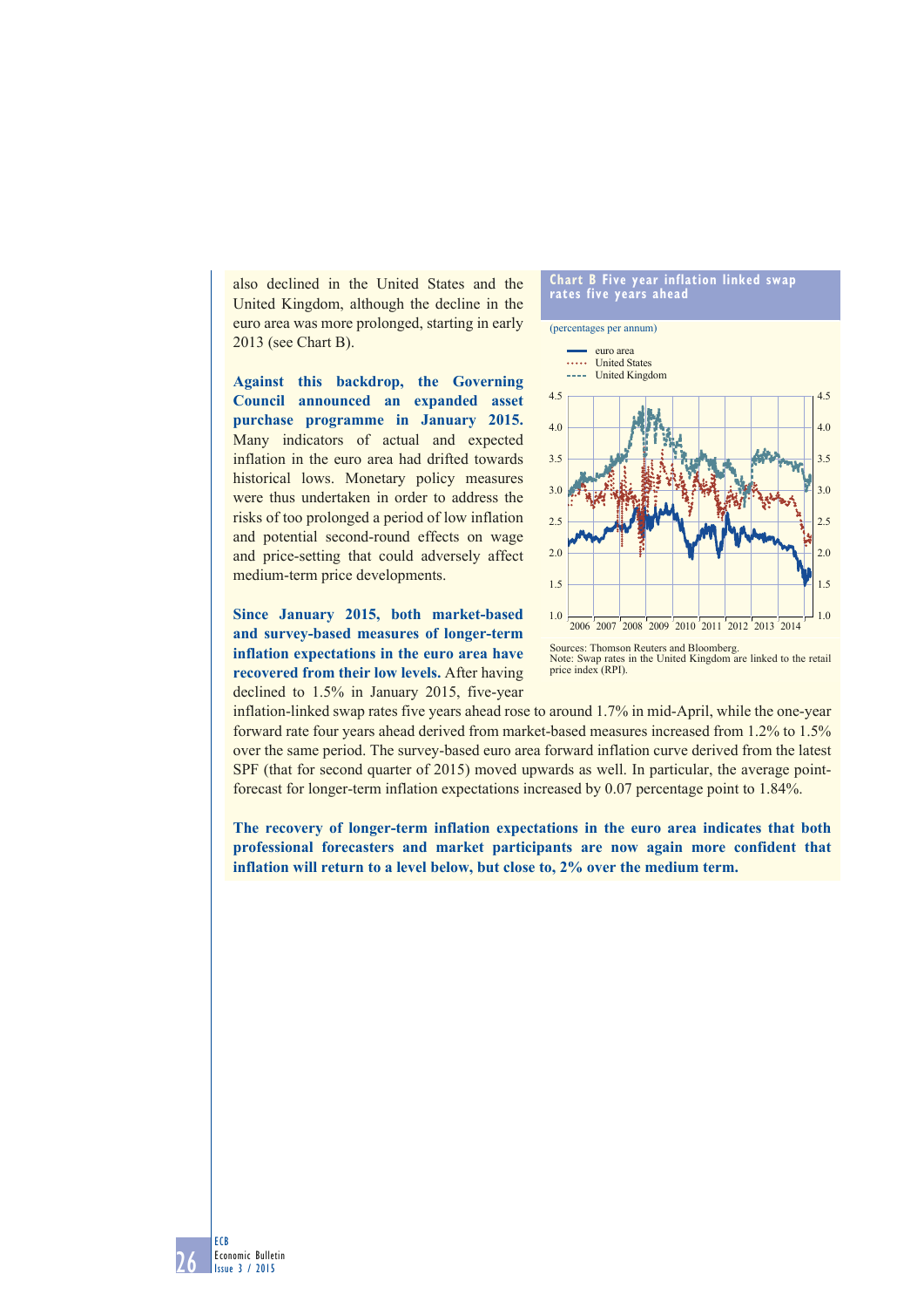also declined in the United States and the United Kingdom, although the decline in the euro area was more prolonged, starting in early 2013 (see Chart B).

**Against this backdrop, the Governing Council announced an expanded asset purchase programme in January 2015.** Many indicators of actual and expected inflation in the euro area had drifted towards historical lows. Monetary policy measures were thus undertaken in order to address the risks of too prolonged a period of low inflation and potential second-round effects on wage and price-setting that could adversely affect medium-term price developments.

**Chart B Five year inflation linked swap rates five years ahead**

(percentages per annum)

euro area
United States
United Kingdom

4.5
4.0
3.5
3.0
2.5
2.0
1.5
1.0

2006 2007 2008 2009 2010 2011 2012 2013 2014

Sources: Thomson Reuters and Bloomberg.
Note: Swap rates in the United Kingdom are linked to the retail price index (RPI).

**Since January 2015, both market-based and survey-based measures of longer-term inflation expectations in the euro area have recovered from their low levels.** After having declined to 1.5% in January 2015, five-year inflation-linked swap rates five years ahead rose to around 1.7% in mid-April, while the one-year forward rate four years ahead derived from market-based measures increased from 1.2% to 1.5% over the same period. The survey-based euro area forward inflation curve derived from the latest SPF (that for second quarter of 2015) moved upwards as well. In particular, the average point-forecast for longer-term inflation expectations increased by 0.07 percentage point to 1.84%.

**The recovery of longer-term inflation expectations in the euro area indicates that both professional forecasters and market participants are now again more confident that inflation will return to a level below, but close to, 2% over the medium term.**